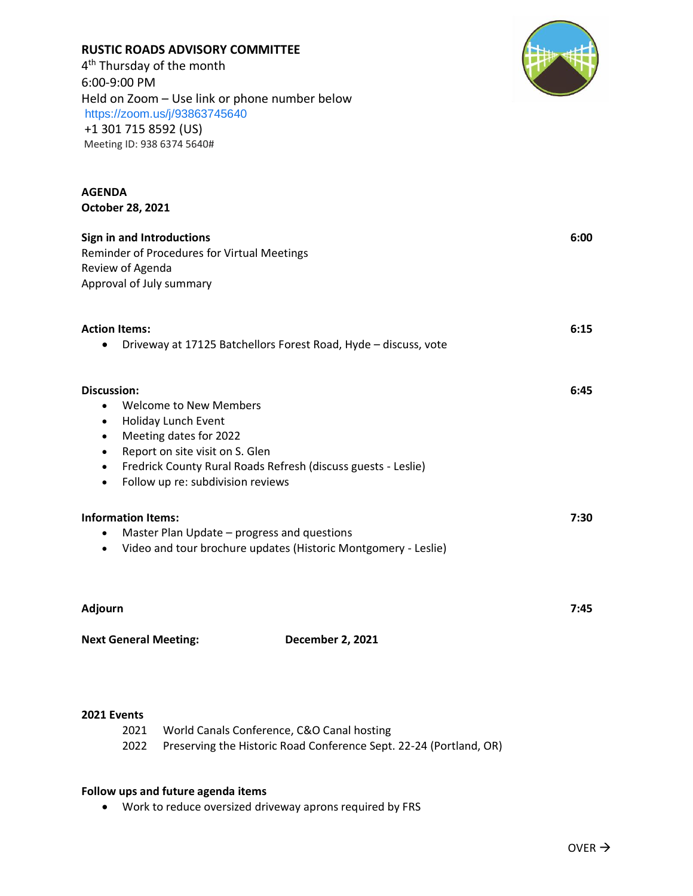**RUSTIC ROADS ADVISORY COMMITTEE**
4th Thursday of the month
6:00-9:00 PM
Held on Zoom – Use link or phone number below
https://zoom.us/j/93863745640
+1 301 715 8592 (US)
Meeting ID: 938 6374 5640#

## AGENDA
**October 28, 2021**

**Sign in and Introductions** — 6:00
Reminder of Procedures for Virtual Meetings
Review of Agenda
Approval of July summary

**Action Items:** — 6:15
- Driveway at 17125 Batchellors Forest Road, Hyde – discuss, vote

**Discussion:** — 6:45
- Welcome to New Members
- Holiday Lunch Event
- Meeting dates for 2022
- Report on site visit on S. Glen
- Fredrick County Rural Roads Refresh (discuss guests - Leslie)
- Follow up re: subdivision reviews

**Information Items:** — 7:30
- Master Plan Update – progress and questions
- Video and tour brochure updates (Historic Montgomery - Leslie)

**Adjourn** — 7:45

**Next General Meeting:** **December 2, 2021**

**2021 Events**
2021 World Canals Conference, C&O Canal hosting
2022 Preserving the Historic Road Conference Sept. 22-24 (Portland, OR)

**Follow ups and future agenda items**
- Work to reduce oversized driveway aprons required by FRS

OVER →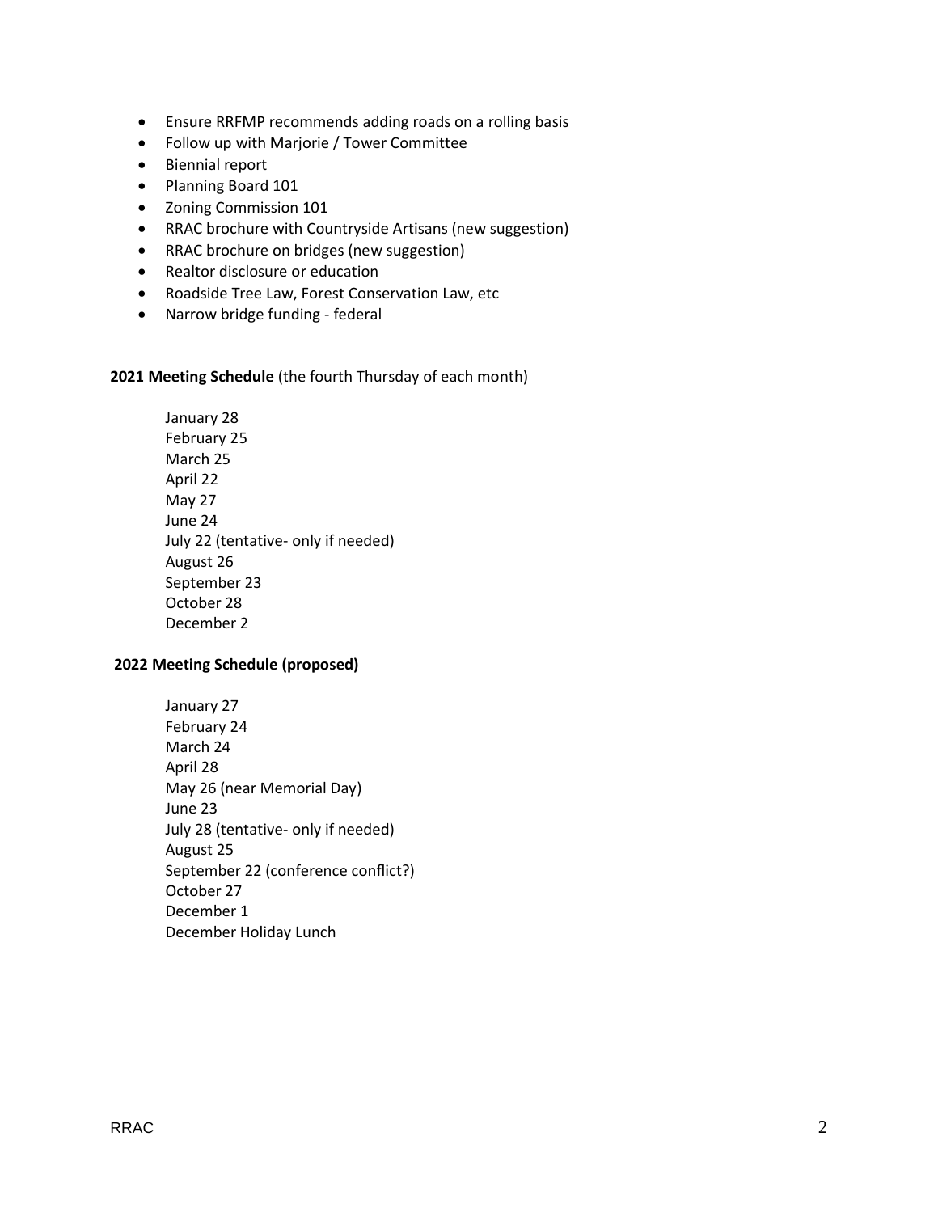- Ensure RRFMP recommends adding roads on a rolling basis
- Follow up with Marjorie / Tower Committee
- Biennial report
- Planning Board 101
- Zoning Commission 101
- RRAC brochure with Countryside Artisans (new suggestion)
- RRAC brochure on bridges (new suggestion)
- Realtor disclosure or education
- Roadside Tree Law, Forest Conservation Law, etc
- Narrow bridge funding - federal

**2021 Meeting Schedule** (the fourth Thursday of each month)

January 28
February 25
March 25
April 22
May 27
June 24
July 22 (tentative- only if needed)
August 26
September 23
October 28
December 2

**2022 Meeting Schedule (proposed)**

January 27
February 24
March 24
April 28
May 26 (near Memorial Day)
June 23
July 28 (tentative- only if needed)
August 25
September 22 (conference conflict?)
October 27
December 1
December Holiday Lunch